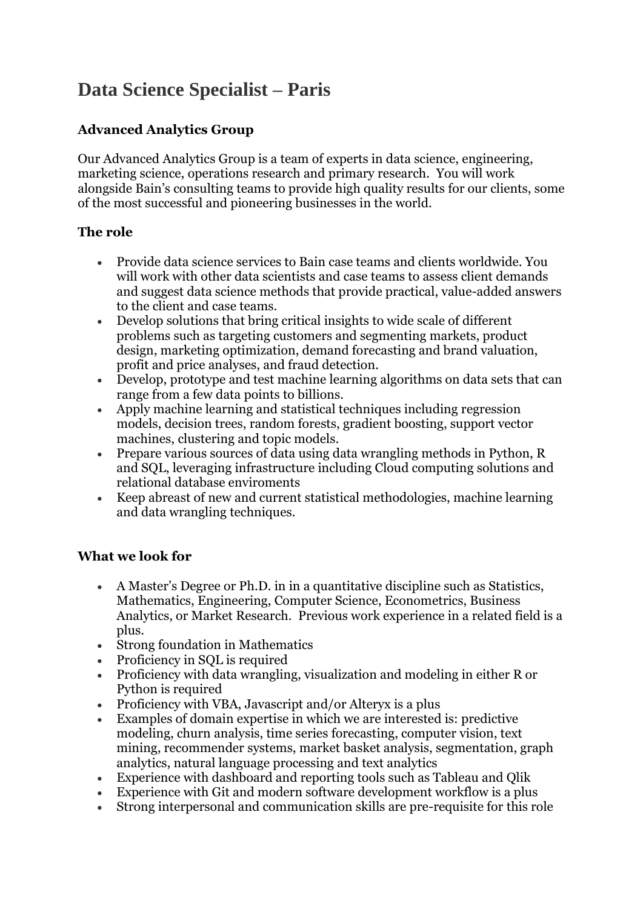# Data Science Specialist – Paris

### Advanced Analytics Group

Our Advanced Analytics Group is a team of experts in data science, engineering, marketing science, operations research and primary research.  You will work alongside Bain's consulting teams to provide high quality results for our clients, some of the most successful and pioneering businesses in the world.

### The role

- Provide data science services to Bain case teams and clients worldwide. You will work with other data scientists and case teams to assess client demands and suggest data science methods that provide practical, value-added answers to the client and case teams.
- Develop solutions that bring critical insights to wide scale of different problems such as targeting customers and segmenting markets, product design, marketing optimization, demand forecasting and brand valuation, profit and price analyses, and fraud detection.
- Develop, prototype and test machine learning algorithms on data sets that can range from a few data points to billions.
- Apply machine learning and statistical techniques including regression models, decision trees, random forests, gradient boosting, support vector machines, clustering and topic models.
- Prepare various sources of data using data wrangling methods in Python, R and SQL, leveraging infrastructure including Cloud computing solutions and relational database enviroments
- Keep abreast of new and current statistical methodologies, machine learning and data wrangling techniques.

### What we look for

- A Master's Degree or Ph.D. in in a quantitative discipline such as Statistics, Mathematics, Engineering, Computer Science, Econometrics, Business Analytics, or Market Research.  Previous work experience in a related field is a plus.
- Strong foundation in Mathematics
- Proficiency in SQL is required
- Proficiency with data wrangling, visualization and modeling in either R or Python is required
- Proficiency with VBA, Javascript and/or Alteryx is a plus
- Examples of domain expertise in which we are interested is: predictive modeling, churn analysis, time series forecasting, computer vision, text mining, recommender systems, market basket analysis, segmentation, graph analytics, natural language processing and text analytics
- Experience with dashboard and reporting tools such as Tableau and Qlik
- Experience with Git and modern software development workflow is a plus
- Strong interpersonal and communication skills are pre-requisite for this role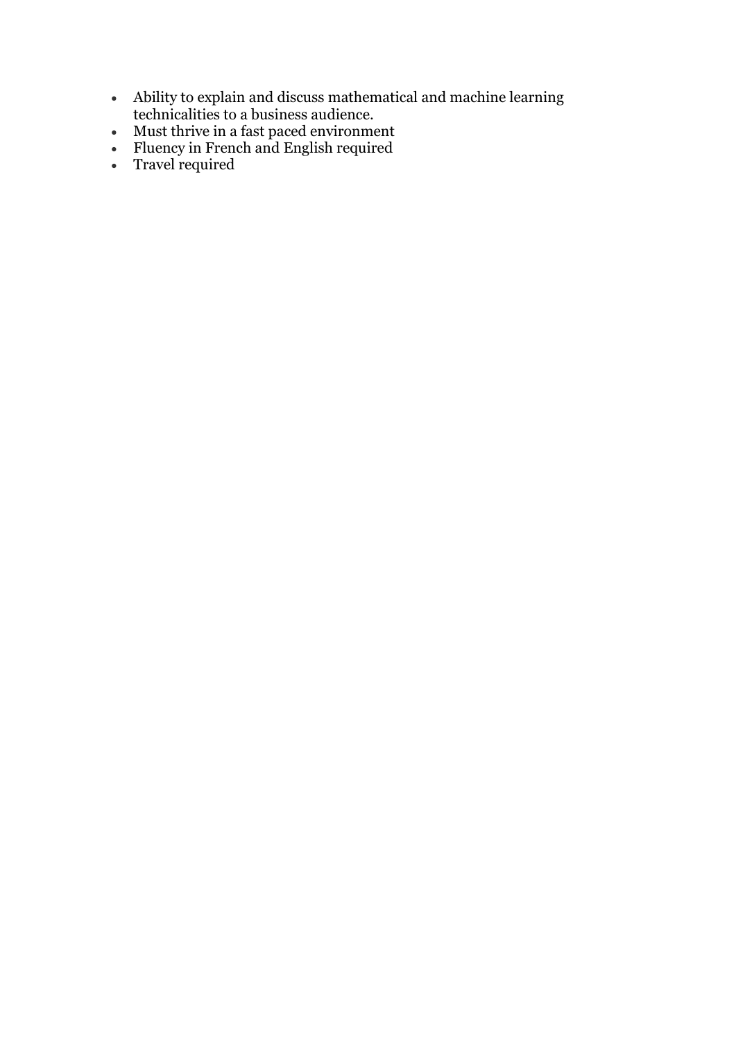- Ability to explain and discuss mathematical and machine learning technicalities to a business audience.
- Must thrive in a fast paced environment
- Fluency in French and English required
- Travel required